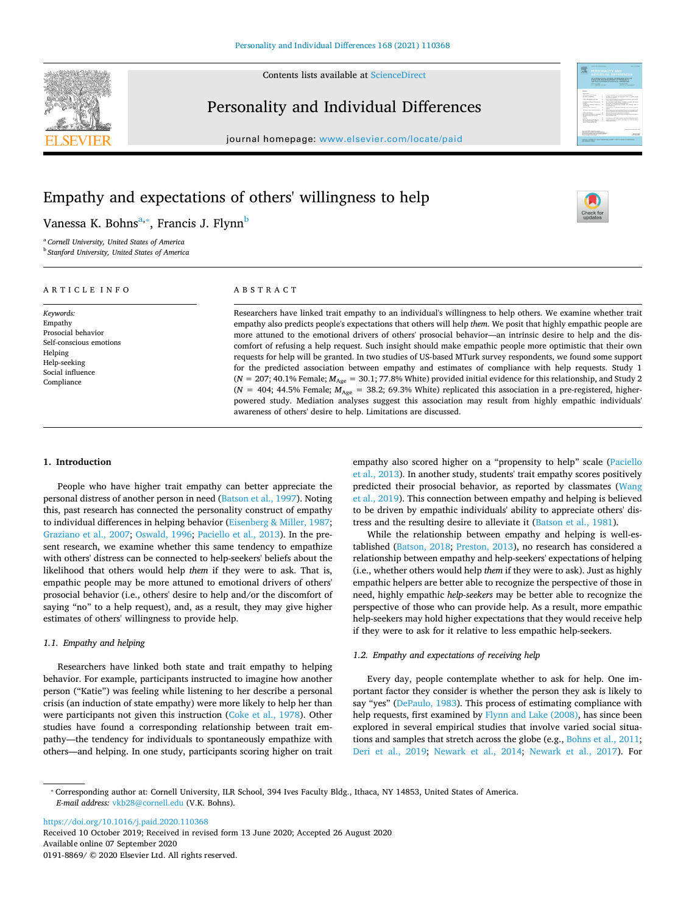# Empathy and expectations of others' willingness to help

Vanessa K. Bohns[a,*], Francis J. Flynn[b]

[a] Cornell University, United States of America

[b] Stanford University, United States of America

ARTICLE INFO

*Keywords:*
Empathy
Prosocial behavior
Self-conscious emotions
Helping
Help-seeking
Social influence
Compliance

ABSTRACT

Researchers have linked trait empathy to an individual's willingness to help others. We examine whether trait empathy also predicts people's expectations that others will help *them*. We posit that highly empathic people are more attuned to the emotional drivers of others' prosocial behavior—an intrinsic desire to help and the discomfort of refusing a help request. Such insight should make empathic people more optimistic that their own requests for help will be granted. In two studies of US-based MTurk survey respondents, we found some support for the predicted association between empathy and estimates of compliance with help requests. Study 1 ($N$ = 207; 40.1% Female; $M_{Age}$ = 30.1; 77.8% White) provided initial evidence for this relationship, and Study 2 ($N$ = 404; 44.5% Female; $M_{Age}$ = 38.2; 69.3% White) replicated this association in a pre-registered, higher-powered study. Mediation analyses suggest this association may result from highly empathic individuals' awareness of others' desire to help. Limitations are discussed.

## 1. Introduction

People who have higher trait empathy can better appreciate the personal distress of another person in need (Batson et al., 1997). Noting this, past research has connected the personality construct of empathy to individual differences in helping behavior (Eisenberg & Miller, 1987; Graziano et al., 2007; Oswald, 1996; Paciello et al., 2013). In the present research, we examine whether this same tendency to empathize with others' distress can be connected to help-seekers' beliefs about the likelihood that others would help *them* if they were to ask. That is, empathic people may be more attuned to emotional drivers of others' prosocial behavior (i.e., others' desire to help and/or the discomfort of saying "no" to a help request), and, as a result, they may give higher estimates of others' willingness to provide help.

### 1.1. Empathy and helping

Researchers have linked both state and trait empathy to helping behavior. For example, participants instructed to imagine how another person ("Katie") was feeling while listening to her describe a personal crisis (an induction of state empathy) were more likely to help her than were participants not given this instruction (Coke et al., 1978). Other studies have found a corresponding relationship between trait empathy—the tendency for individuals to spontaneously empathize with others—and helping. In one study, participants scoring higher on trait empathy also scored higher on a "propensity to help" scale (Paciello et al., 2013). In another study, students' trait empathy scores positively predicted their prosocial behavior, as reported by classmates (Wang et al., 2019). This connection between empathy and helping is believed to be driven by empathic individuals' ability to appreciate others' distress and the resulting desire to alleviate it (Batson et al., 1981).

While the relationship between empathy and helping is well-established (Batson, 2018; Preston, 2013), no research has considered a relationship between empathy and help-seekers' expectations of helping (i.e., whether others would help *them* if they were to ask). Just as highly empathic helpers are better able to recognize the perspective of those in need, highly empathic *help-seekers* may be better able to recognize the perspective of those who can provide help. As a result, more empathic help-seekers may hold higher expectations that they would receive help if they were to ask for it relative to less empathic help-seekers.

### 1.2. Empathy and expectations of receiving help

Every day, people contemplate whether to ask for help. One important factor they consider is whether the person they ask is likely to say "yes" (DePaulo, 1983). This process of estimating compliance with help requests, first examined by Flynn and Lake (2008), has since been explored in several empirical studies that involve varied social situations and samples that stretch across the globe (e.g., Bohns et al., 2011; Deri et al., 2019; Newark et al., 2014; Newark et al., 2017). For

---

* Corresponding author at: Cornell University, ILR School, 394 Ives Faculty Bldg., Ithaca, NY 14853, United States of America.
*E-mail address:* vkb28@cornell.edu (V.K. Bohns).

https://doi.org/10.1016/j.paid.2020.110368
Received 10 October 2019; Received in revised form 13 June 2020; Accepted 26 August 2020
Available online 07 September 2020
0191-8869/ © 2020 Elsevier Ltd. All rights reserved.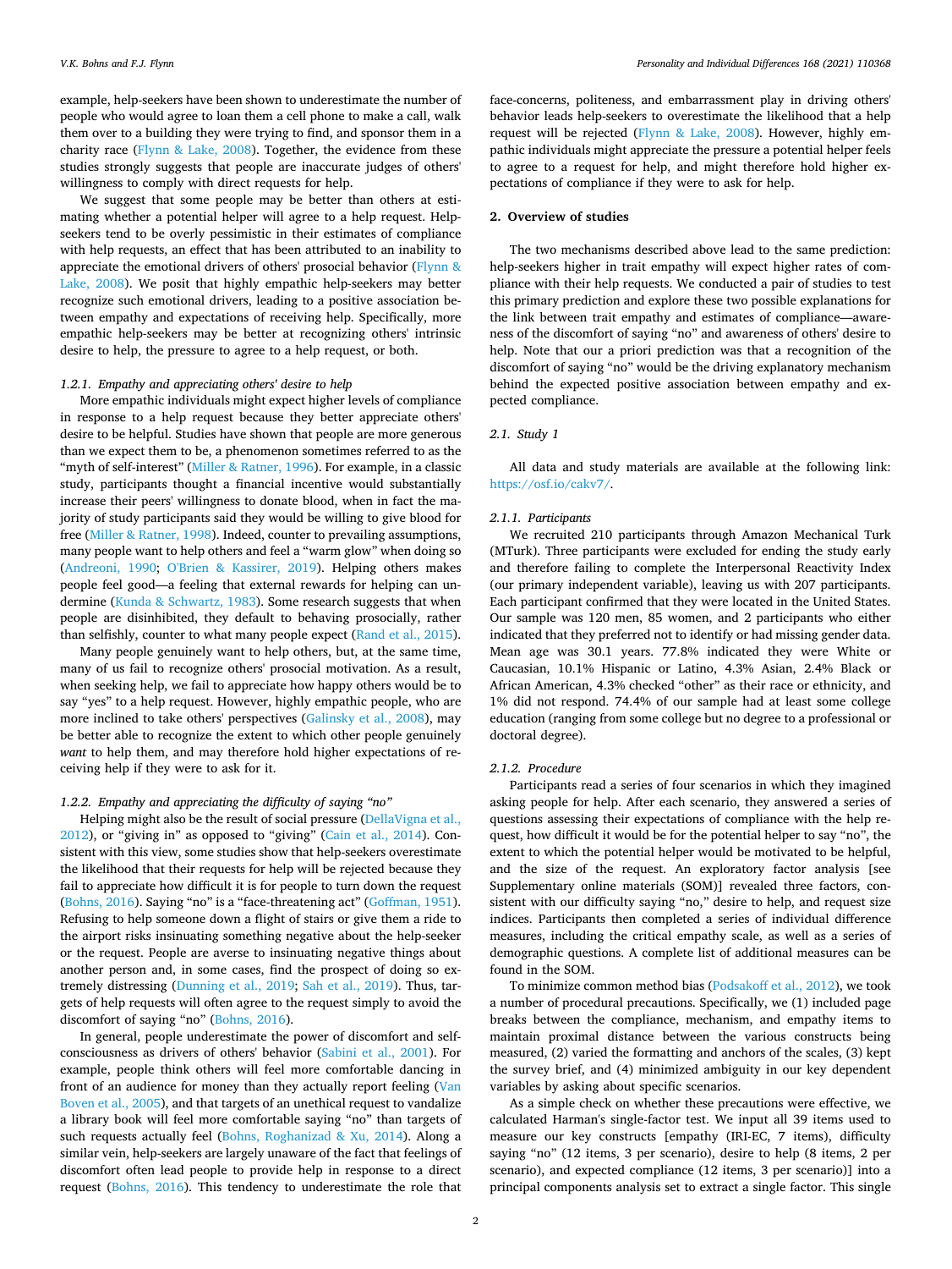example, help-seekers have been shown to underestimate the number of people who would agree to loan them a cell phone to make a call, walk them over to a building they were trying to find, and sponsor them in a charity race (Flynn & Lake, 2008). Together, the evidence from these studies strongly suggests that people are inaccurate judges of others' willingness to comply with direct requests for help.

We suggest that some people may be better than others at estimating whether a potential helper will agree to a help request. Help-seekers tend to be overly pessimistic in their estimates of compliance with help requests, an effect that has been attributed to an inability to appreciate the emotional drivers of others' prosocial behavior (Flynn & Lake, 2008). We posit that highly empathic help-seekers may better recognize such emotional drivers, leading to a positive association between empathy and expectations of receiving help. Specifically, more empathic help-seekers may be better at recognizing others' intrinsic desire to help, the pressure to agree to a help request, or both.

#### 1.2.1. Empathy and appreciating others' desire to help

More empathic individuals might expect higher levels of compliance in response to a help request because they better appreciate others' desire to be helpful. Studies have shown that people are more generous than we expect them to be, a phenomenon sometimes referred to as the "myth of self-interest" (Miller & Ratner, 1996). For example, in a classic study, participants thought a financial incentive would substantially increase their peers' willingness to donate blood, when in fact the majority of study participants said they would be willing to give blood for free (Miller & Ratner, 1998). Indeed, counter to prevailing assumptions, many people want to help others and feel a "warm glow" when doing so (Andreoni, 1990; O'Brien & Kassirer, 2019). Helping others makes people feel good—a feeling that external rewards for helping can undermine (Kunda & Schwartz, 1983). Some research suggests that when people are disinhibited, they default to behaving prosocially, rather than selfishly, counter to what many people expect (Rand et al., 2015).

Many people genuinely want to help others, but, at the same time, many of us fail to recognize others' prosocial motivation. As a result, when seeking help, we fail to appreciate how happy others would be to say "yes" to a help request. However, highly empathic people, who are more inclined to take others' perspectives (Galinsky et al., 2008), may be better able to recognize the extent to which other people genuinely *want* to help them, and may therefore hold higher expectations of receiving help if they were to ask for it.

#### 1.2.2. Empathy and appreciating the difficulty of saying "no"

Helping might also be the result of social pressure (DellaVigna et al., 2012), or "giving in" as opposed to "giving" (Cain et al., 2014). Consistent with this view, some studies show that help-seekers overestimate the likelihood that their requests for help will be rejected because they fail to appreciate how difficult it is for people to turn down the request (Bohns, 2016). Saying "no" is a "face-threatening act" (Goffman, 1951). Refusing to help someone down a flight of stairs or give them a ride to the airport risks insinuating something negative about the help-seeker or the request. People are averse to insinuating negative things about another person and, in some cases, find the prospect of doing so extremely distressing (Dunning et al., 2019; Sah et al., 2019). Thus, targets of help requests will often agree to the request simply to avoid the discomfort of saying "no" (Bohns, 2016).

In general, people underestimate the power of discomfort and self-consciousness as drivers of others' behavior (Sabini et al., 2001). For example, people think others will feel more comfortable dancing in front of an audience for money than they actually report feeling (Van Boven et al., 2005), and that targets of an unethical request to vandalize a library book will feel more comfortable saying "no" than targets of such requests actually feel (Bohns, Roghanizad & Xu, 2014). Along a similar vein, help-seekers are largely unaware of the fact that feelings of discomfort often lead people to provide help in response to a direct request (Bohns, 2016). This tendency to underestimate the role that face-concerns, politeness, and embarrassment play in driving others' behavior leads help-seekers to overestimate the likelihood that a help request will be rejected (Flynn & Lake, 2008). However, highly empathic individuals might appreciate the pressure a potential helper feels to agree to a request for help, and might therefore hold higher expectations of compliance if they were to ask for help.

## 2. Overview of studies

The two mechanisms described above lead to the same prediction: help-seekers higher in trait empathy will expect higher rates of compliance with their help requests. We conducted a pair of studies to test this primary prediction and explore these two possible explanations for the link between trait empathy and estimates of compliance—awareness of the discomfort of saying "no" and awareness of others' desire to help. Note that our a priori prediction was that a recognition of the discomfort of saying "no" would be the driving explanatory mechanism behind the expected positive association between empathy and expected compliance.

### 2.1. Study 1

All data and study materials are available at the following link: https://osf.io/cakv7/.

#### 2.1.1. Participants

We recruited 210 participants through Amazon Mechanical Turk (MTurk). Three participants were excluded for ending the study early and therefore failing to complete the Interpersonal Reactivity Index (our primary independent variable), leaving us with 207 participants. Each participant confirmed that they were located in the United States. Our sample was 120 men, 85 women, and 2 participants who either indicated that they preferred not to identify or had missing gender data. Mean age was 30.1 years. 77.8% indicated they were White or Caucasian, 10.1% Hispanic or Latino, 4.3% Asian, 2.4% Black or African American, 4.3% checked "other" as their race or ethnicity, and 1% did not respond. 74.4% of our sample had at least some college education (ranging from some college but no degree to a professional or doctoral degree).

#### 2.1.2. Procedure

Participants read a series of four scenarios in which they imagined asking people for help. After each scenario, they answered a series of questions assessing their expectations of compliance with the help request, how difficult it would be for the potential helper to say "no", the extent to which the potential helper would be motivated to be helpful, and the size of the request. An exploratory factor analysis [see Supplementary online materials (SOM)] revealed three factors, consistent with our difficulty saying "no," desire to help, and request size indices. Participants then completed a series of individual difference measures, including the critical empathy scale, as well as a series of demographic questions. A complete list of additional measures can be found in the SOM.

To minimize common method bias (Podsakoff et al., 2012), we took a number of procedural precautions. Specifically, we (1) included page breaks between the compliance, mechanism, and empathy items to maintain proximal distance between the various constructs being measured, (2) varied the formatting and anchors of the scales, (3) kept the survey brief, and (4) minimized ambiguity in our key dependent variables by asking about specific scenarios.

As a simple check on whether these precautions were effective, we calculated Harman's single-factor test. We input all 39 items used to measure our key constructs [empathy (IRI-EC, 7 items), difficulty saying "no" (12 items, 3 per scenario), desire to help (8 items, 2 per scenario), and expected compliance (12 items, 3 per scenario)] into a principal components analysis set to extract a single factor. This single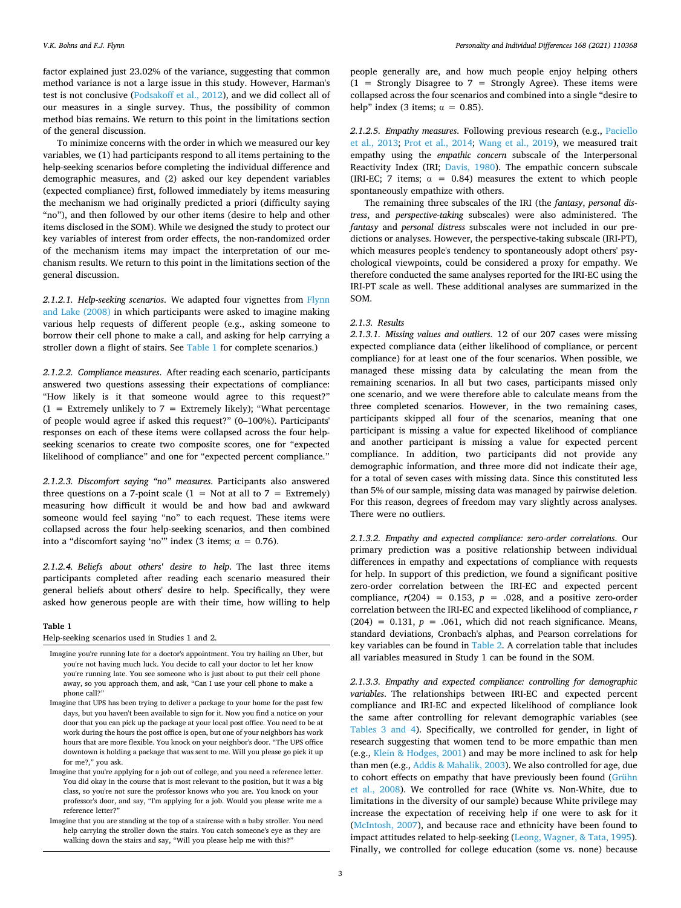factor explained just 23.02% of the variance, suggesting that common method variance is not a large issue in this study. However, Harman's test is not conclusive (Podsakoff et al., 2012), and we did collect all of our measures in a single survey. Thus, the possibility of common method bias remains. We return to this point in the limitations section of the general discussion.

To minimize concerns with the order in which we measured our key variables, we (1) had participants respond to all items pertaining to the help-seeking scenarios before completing the individual difference and demographic measures, and (2) asked our key dependent variables (expected compliance) first, followed immediately by items measuring the mechanism we had originally predicted a priori (difficulty saying "no"), and then followed by our other items (desire to help and other items disclosed in the SOM). While we designed the study to protect our key variables of interest from order effects, the non-randomized order of the mechanism items may impact the interpretation of our mechanism results. We return to this point in the limitations section of the general discussion.

*2.1.2.1. Help-seeking scenarios*. We adapted four vignettes from Flynn and Lake (2008) in which participants were asked to imagine making various help requests of different people (e.g., asking someone to borrow their cell phone to make a call, and asking for help carrying a stroller down a flight of stairs. See Table 1 for complete scenarios.)

*2.1.2.2. Compliance measures*. After reading each scenario, participants answered two questions assessing their expectations of compliance: "How likely is it that someone would agree to this request?" (1 = Extremely unlikely to 7 = Extremely likely); "What percentage of people would agree if asked this request?" (0–100%). Participants' responses on each of these items were collapsed across the four help-seeking scenarios to create two composite scores, one for "expected likelihood of compliance" and one for "expected percent compliance."

*2.1.2.3. Discomfort saying "no" measures*. Participants also answered three questions on a 7-point scale (1 = Not at all to 7 = Extremely) measuring how difficult it would be and how bad and awkward someone would feel saying "no" to each request. These items were collapsed across the four help-seeking scenarios, and then combined into a "discomfort saying 'no'" index (3 items; $\alpha$ = 0.76).

*2.1.2.4. Beliefs about others' desire to help*. The last three items participants completed after reading each scenario measured their general beliefs about others' desire to help. Specifically, they were asked how generous people are with their time, how willing to help people generally are, and how much people enjoy helping others (1 = Strongly Disagree to 7 = Strongly Agree). These items were collapsed across the four scenarios and combined into a single "desire to help" index (3 items; $\alpha$ = 0.85).

**Table 1**
Help-seeking scenarios used in Studies 1 and 2.

| |
|---|
| Imagine you're running late for a doctor's appointment. You try hailing an Uber, but you're not having much luck. You decide to call your doctor to let her know you're running late. You see someone who is just about to put their cell phone away, so you approach them, and ask, "Can I use your cell phone to make a phone call?" |
| Imagine that UPS has been trying to deliver a package to your home for the past few days, but you haven't been available to sign for it. Now you find a notice on your door that you can pick up the package at your local post office. You need to be at work during the hours the post office is open, but one of your neighbors has work hours that are more flexible. You knock on your neighbor's door. "The UPS office downtown is holding a package that was sent to me. Will you please go pick it up for me?," you ask. |
| Imagine that you're applying for a job out of college, and you need a reference letter. You did okay in the course that is most relevant to the position, but it was a big class, so you're not sure the professor knows who you are. You knock on your professor's door, and say, "I'm applying for a job. Would you please write me a reference letter?" |
| Imagine that you are standing at the top of a staircase with a baby stroller. You need help carrying the stroller down the stairs. You catch someone's eye as they are walking down the stairs and say, "Will you please help me with this?" |

*2.1.2.5. Empathy measures*. Following previous research (e.g., Paciello et al., 2013; Prot et al., 2014; Wang et al., 2019), we measured trait empathy using the *empathic concern* subscale of the Interpersonal Reactivity Index (IRI; Davis, 1980). The empathic concern subscale (IRI-EC; 7 items; $\alpha$ = 0.84) measures the extent to which people spontaneously empathize with others.

The remaining three subscales of the IRI (the *fantasy*, *personal distress*, and *perspective-taking* subscales) were also administered. The *fantasy* and *personal distress* subscales were not included in our predictions or analyses. However, the perspective-taking subscale (IRI-PT), which measures people's tendency to spontaneously adopt others' psychological viewpoints, could be considered a proxy for empathy. We therefore conducted the same analyses reported for the IRI-EC using the IRI-PT scale as well. These additional analyses are summarized in the SOM.

### 2.1.3. Results

*2.1.3.1. Missing values and outliers*. 12 of our 207 cases were missing expected compliance data (either likelihood of compliance, or percent compliance) for at least one of the four scenarios. When possible, we managed these missing data by calculating the mean from the remaining scenarios. In all but two cases, participants missed only one scenario, and we were therefore able to calculate means from the three completed scenarios. However, in the two remaining cases, participants skipped all four of the scenarios, meaning that one participant is missing a value for expected likelihood of compliance and another participant is missing a value for expected percent compliance. In addition, two participants did not provide any demographic information, and three more did not indicate their age, for a total of seven cases with missing data. Since this constituted less than 5% of our sample, missing data was managed by pairwise deletion. For this reason, degrees of freedom may vary slightly across analyses. There were no outliers.

*2.1.3.2. Empathy and expected compliance: zero-order correlations*. Our primary prediction was a positive relationship between individual differences in empathy and expectations of compliance with requests for help. In support of this prediction, we found a significant positive zero-order correlation between the IRI-EC and expected percent compliance, $r(204) = 0.153$, $p = .028$, and a positive zero-order correlation between the IRI-EC and expected likelihood of compliance, $r(204) = 0.131$, $p = .061$, which did not reach significance. Means, standard deviations, Cronbach's alphas, and Pearson correlations for key variables can be found in Table 2. A correlation table that includes all variables measured in Study 1 can be found in the SOM.

*2.1.3.3. Empathy and expected compliance: controlling for demographic variables*. The relationships between IRI-EC and expected percent compliance and IRI-EC and expected likelihood of compliance look the same after controlling for relevant demographic variables (see Tables 3 and 4). Specifically, we controlled for gender, in light of research suggesting that women tend to be more empathic than men (e.g., Klein & Hodges, 2001) and may be more inclined to ask for help than men (e.g., Addis & Mahalik, 2003). We also controlled for age, due to cohort effects on empathy that have previously been found (Grühn et al., 2008). We controlled for race (White vs. Non-White, due to limitations in the diversity of our sample) because White privilege may increase the expectation of receiving help if one were to ask for it (McIntosh, 2007), and because race and ethnicity have been found to impact attitudes related to help-seeking (Leong, Wagner, & Tata, 1995). Finally, we controlled for college education (some vs. none) because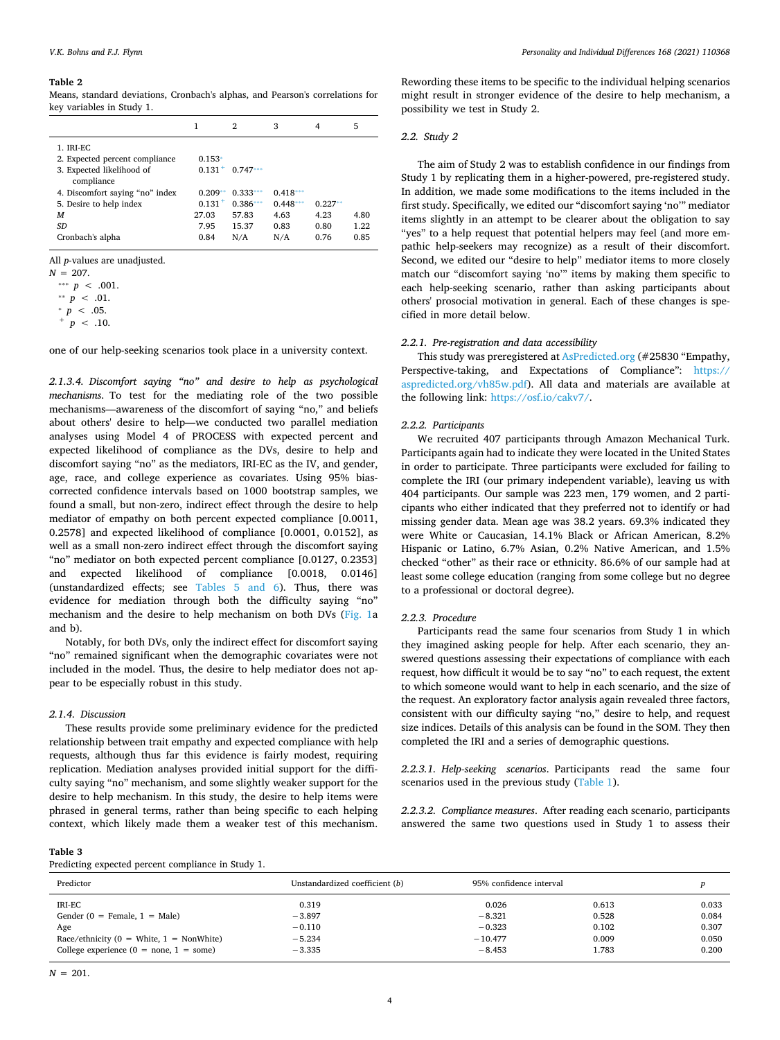**Table 2**
Means, standard deviations, Cronbach's alphas, and Pearson's correlations for key variables in Study 1.

| | 1 | 2 | 3 | 4 | 5 |
|---|---|---|---|---|---|
| 1. IRI-EC | | | | | |
| 2. Expected percent compliance | 0.153* | | | | |
| 3. Expected likelihood of compliance | 0.131+ | 0.747*** | | | |
| 4. Discomfort saying "no" index | 0.209** | 0.333*** | 0.418*** | | |
| 5. Desire to help index | 0.131+ | 0.386*** | 0.448*** | 0.227** | |
| *M* | 27.03 | 57.83 | 4.63 | 4.23 | 4.80 |
| *SD* | 7.95 | 15.37 | 0.83 | 0.80 | 1.22 |
| Cronbach's alpha | 0.84 | N/A | N/A | 0.76 | 0.85 |

All *p*-values are unadjusted.
*N* = 207.
*** $p < .001$.
** $p < .01$.
* $p < .05$.
+ $p < .10$.

one of our help-seeking scenarios took place in a university context.

*2.1.3.4. Discomfort saying "no" and desire to help as psychological mechanisms.* To test for the mediating role of the two possible mechanisms—awareness of the discomfort of saying "no," and beliefs about others' desire to help—we conducted two parallel mediation analyses using Model 4 of PROCESS with expected percent and expected likelihood of compliance as the DVs, desire to help and discomfort saying "no" as the mediators, IRI-EC as the IV, and gender, age, race, and college experience as covariates. Using 95% bias-corrected confidence intervals based on 1000 bootstrap samples, we found a small, but non-zero, indirect effect through the desire to help mediator of empathy on both percent expected compliance [0.0011, 0.2578] and expected likelihood of compliance [0.0001, 0.0152], as well as a small non-zero indirect effect through the discomfort saying "no" mediator on both expected percent compliance [0.0127, 0.2353] and expected likelihood of compliance [0.0018, 0.0146] (unstandardized effects; see Tables 5 and 6). Thus, there was evidence for mediation through both the difficulty saying "no" mechanism and the desire to help mechanism on both DVs (Fig. 1a and b).

Notably, for both DVs, only the indirect effect for discomfort saying "no" remained significant when the demographic covariates were not included in the model. Thus, the desire to help mediator does not appear to be especially robust in this study.

### 2.1.4. Discussion

These results provide some preliminary evidence for the predicted relationship between trait empathy and expected compliance with help requests, although thus far this evidence is fairly modest, requiring replication. Mediation analyses provided initial support for the difficulty saying "no" mechanism, and some slightly weaker support for the desire to help mechanism. In this study, the desire to help items were phrased in general terms, rather than being specific to each helping context, which likely made them a weaker test of this mechanism. Rewording these items to be specific to the individual helping scenarios might result in stronger evidence of the desire to help mechanism, a possibility we test in Study 2.

## 2.2. Study 2

The aim of Study 2 was to establish confidence in our findings from Study 1 by replicating them in a higher-powered, pre-registered study. In addition, we made some modifications to the items included in the first study. Specifically, we edited our "discomfort saying 'no'" mediator items slightly in an attempt to be clearer about the obligation to say "yes" to a help request that potential helpers may feel (and more empathic help-seekers may recognize) as a result of their discomfort. Second, we edited our "desire to help" mediator items to more closely match our "discomfort saying 'no'" items by making them specific to each help-seeking scenario, rather than asking participants about others' prosocial motivation in general. Each of these changes is specified in more detail below.

### 2.2.1. Pre-registration and data accessibility

This study was preregistered at AsPredicted.org (#25830 "Empathy, Perspective-taking, and Expectations of Compliance": https://aspredicted.org/vh85w.pdf). All data and materials are available at the following link: https://osf.io/cakv7/.

### 2.2.2. Participants

We recruited 407 participants through Amazon Mechanical Turk. Participants again had to indicate they were located in the United States in order to participate. Three participants were excluded for failing to complete the IRI (our primary independent variable), leaving us with 404 participants. Our sample was 223 men, 179 women, and 2 participants who either indicated that they preferred not to identify or had missing gender data. Mean age was 38.2 years. 69.3% indicated they were White or Caucasian, 14.1% Black or African American, 8.2% Hispanic or Latino, 6.7% Asian, 0.2% Native American, and 1.5% checked "other" as their race or ethnicity. 86.6% of our sample had at least some college education (ranging from some college but no degree to a professional or doctoral degree).

### 2.2.3. Procedure

Participants read the same four scenarios from Study 1 in which they imagined asking people for help. After each scenario, they answered questions assessing their expectations of compliance with each request, how difficult it would be to say "no" to each request, the extent to which someone would want to help in each scenario, and the size of the request. An exploratory factor analysis again revealed three factors, consistent with our difficulty saying "no," desire to help, and request size indices. Details of this analysis can be found in the SOM. They then completed the IRI and a series of demographic questions.

*2.2.3.1. Help-seeking scenarios.* Participants read the same four scenarios used in the previous study (Table 1).

*2.2.3.2. Compliance measures.* After reading each scenario, participants answered the same two questions used in Study 1 to assess their

**Table 3**
Predicting expected percent compliance in Study 1.

| Predictor | Unstandardized coefficient (*b*) | 95% confidence interval | | *p* |
|---|---|---|---|---|
| IRI-EC | 0.319 | 0.026 | 0.613 | 0.033 |
| Gender (0 = Female, 1 = Male) | −3.897 | −8.321 | 0.528 | 0.084 |
| Age | −0.110 | −0.323 | 0.102 | 0.307 |
| Race/ethnicity (0 = White, 1 = NonWhite) | −5.234 | −10.477 | 0.009 | 0.050 |
| College experience (0 = none, 1 = some) | −3.335 | −8.453 | 1.783 | 0.200 |

*N* = 201.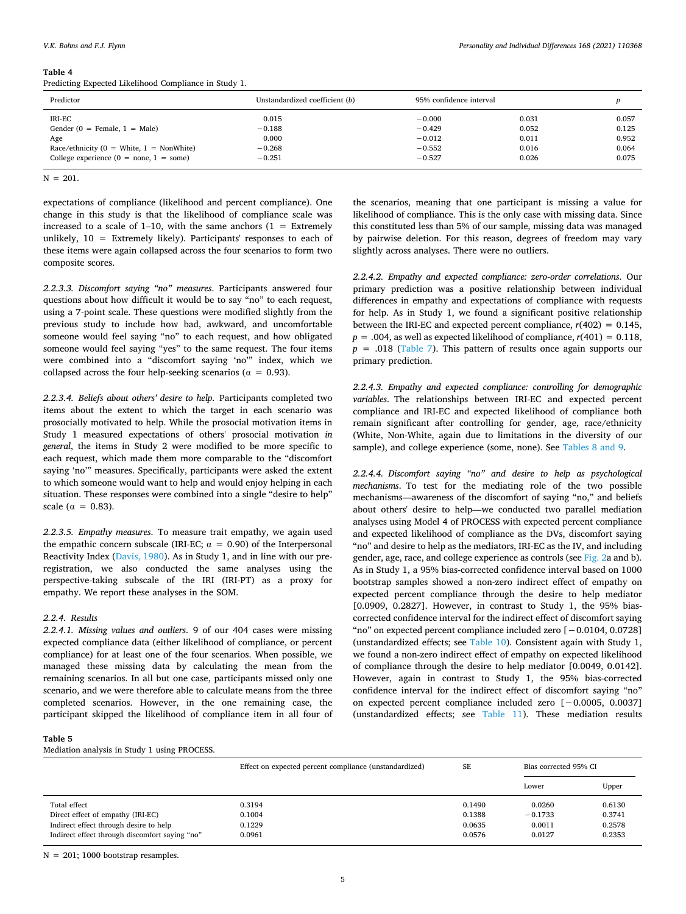**Table 4**
Predicting Expected Likelihood Compliance in Study 1.

| Predictor | Unstandardized coefficient (*b*) | 95% confidence interval | | *p* |
|---|---|---|---|---|
| IRI-EC | 0.015 | −0.000 | 0.031 | 0.057 |
| Gender (0 = Female, 1 = Male) | −0.188 | −0.429 | 0.052 | 0.125 |
| Age | 0.000 | −0.012 | 0.011 | 0.952 |
| Race/ethnicity (0 = White, 1 = NonWhite) | −0.268 | −0.552 | 0.016 | 0.064 |
| College experience (0 = none, 1 = some) | −0.251 | −0.527 | 0.026 | 0.075 |

N = 201.

expectations of compliance (likelihood and percent compliance). One change in this study is that the likelihood of compliance scale was increased to a scale of 1–10, with the same anchors (1 = Extremely unlikely, 10 = Extremely likely). Participants' responses to each of these items were again collapsed across the four scenarios to form two composite scores.

*2.2.3.3. Discomfort saying "no" measures*. Participants answered four questions about how difficult it would be to say "no" to each request, using a 7-point scale. These questions were modified slightly from the previous study to include how bad, awkward, and uncomfortable someone would feel saying "no" to each request, and how obligated someone would feel saying "yes" to the same request. The four items were combined into a "discomfort saying 'no'" index, which we collapsed across the four help-seeking scenarios (α = 0.93).

*2.2.3.4. Beliefs about others' desire to help*. Participants completed two items about the extent to which the target in each scenario was prosocially motivated to help. While the prosocial motivation items in Study 1 measured expectations of others' prosocial motivation *in general*, the items in Study 2 were modified to be more specific to each request, which made them more comparable to the "discomfort saying 'no'" measures. Specifically, participants were asked the extent to which someone would want to help and would enjoy helping in each situation. These responses were combined into a single "desire to help" scale (α = 0.83).

*2.2.3.5. Empathy measures*. To measure trait empathy, we again used the empathic concern subscale (IRI-EC; α = 0.90) of the Interpersonal Reactivity Index (Davis, 1980). As in Study 1, and in line with our pre-registration, we also conducted the same analyses using the perspective-taking subscale of the IRI (IRI-PT) as a proxy for empathy. We report these analyses in the SOM.

*2.2.4. Results*

*2.2.4.1. Missing values and outliers*. 9 of our 404 cases were missing expected compliance data (either likelihood of compliance, or percent compliance) for at least one of the four scenarios. When possible, we managed these missing data by calculating the mean from the remaining scenarios. In all but one case, participants missed only one scenario, and we were therefore able to calculate means from the three completed scenarios. However, in the one remaining case, the participant skipped the likelihood of compliance item in all four of the scenarios, meaning that one participant is missing a value for likelihood of compliance. This is the only case with missing data. Since this constituted less than 5% of our sample, missing data was managed by pairwise deletion. For this reason, degrees of freedom may vary slightly across analyses. There were no outliers.

*2.2.4.2. Empathy and expected compliance: zero-order correlations*. Our primary prediction was a positive relationship between individual differences in empathy and expectations of compliance with requests for help. As in Study 1, we found a significant positive relationship between the IRI-EC and expected percent compliance, $r(402) = 0.145$, $p = .004$, as well as expected likelihood of compliance, $r(401) = 0.118$, $p = .018$ (Table 7). This pattern of results once again supports our primary prediction.

*2.2.4.3. Empathy and expected compliance: controlling for demographic variables*. The relationships between IRI-EC and expected percent compliance and IRI-EC and expected likelihood of compliance both remain significant after controlling for gender, age, race/ethnicity (White, Non-White, again due to limitations in the diversity of our sample), and college experience (some, none). See Tables 8 and 9.

*2.2.4.4. Discomfort saying "no" and desire to help as psychological mechanisms*. To test for the mediating role of the two possible mechanisms—awareness of the discomfort of saying "no," and beliefs about others' desire to help—we conducted two parallel mediation analyses using Model 4 of PROCESS with expected percent compliance and expected likelihood of compliance as the DVs, discomfort saying "no" and desire to help as the mediators, IRI-EC as the IV, and including gender, age, race, and college experience as controls (see Fig. 2a and b). As in Study 1, a 95% bias-corrected confidence interval based on 1000 bootstrap samples showed a non-zero indirect effect of empathy on expected percent compliance through the desire to help mediator [0.0909, 0.2827]. However, in contrast to Study 1, the 95% bias-corrected confidence interval for the indirect effect of discomfort saying "no" on expected percent compliance included zero [−0.0104, 0.0728] (unstandardized effects; see Table 10). Consistent again with Study 1, we found a non-zero indirect effect of empathy on expected likelihood of compliance through the desire to help mediator [0.0049, 0.0142]. However, again in contrast to Study 1, the 95% bias-corrected confidence interval for the indirect effect of discomfort saying "no" on expected percent compliance included zero [−0.0005, 0.0037] (unstandardized effects; see Table 11). These mediation results

**Table 5**
Mediation analysis in Study 1 using PROCESS.

| | Effect on expected percent compliance (unstandardized) | SE | Bias corrected 95% CI | |
|---|---|---|---|---|
| | | | Lower | Upper |
| Total effect | 0.3194 | 0.1490 | 0.0260 | 0.6130 |
| Direct effect of empathy (IRI-EC) | 0.1004 | 0.1388 | −0.1733 | 0.3741 |
| Indirect effect through desire to help | 0.1229 | 0.0635 | 0.0011 | 0.2578 |
| Indirect effect through discomfort saying "no" | 0.0961 | 0.0576 | 0.0127 | 0.2353 |

N = 201; 1000 bootstrap resamples.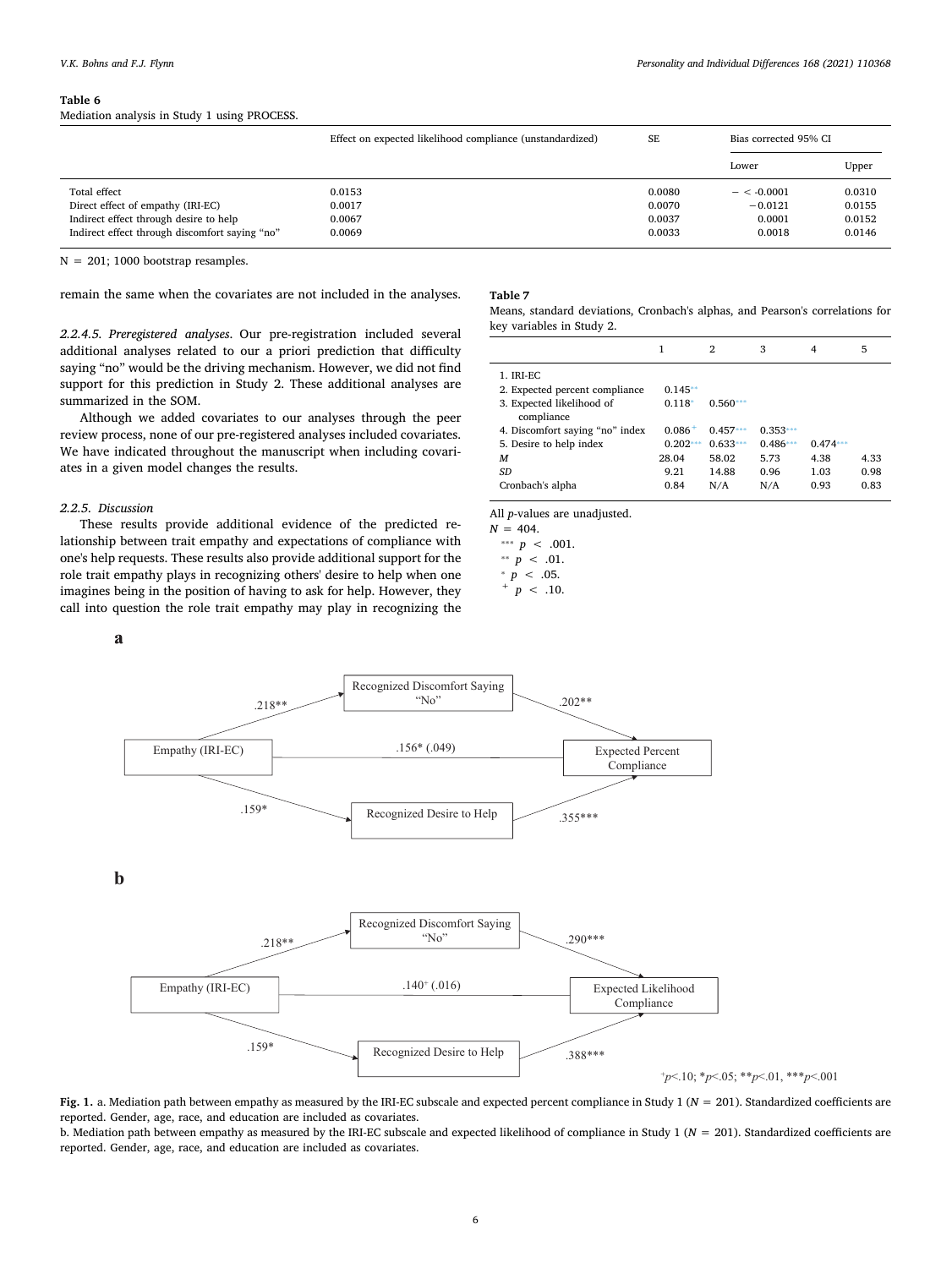**Table 6**
Mediation analysis in Study 1 using PROCESS.

| | Effect on expected likelihood compliance (unstandardized) | SE | Bias corrected 95% CI | |
|---|---|---|---|---|
| | | | Lower | Upper |
| Total effect | 0.0153 | 0.0080 | − < -0.0001 | 0.0310 |
| Direct effect of empathy (IRI-EC) | 0.0017 | 0.0070 | −0.0121 | 0.0155 |
| Indirect effect through desire to help | 0.0067 | 0.0037 | 0.0001 | 0.0152 |
| Indirect effect through discomfort saying "no" | 0.0069 | 0.0033 | 0.0018 | 0.0146 |

N = 201; 1000 bootstrap resamples.

remain the same when the covariates are not included in the analyses.

*2.2.4.5. Preregistered analyses*. Our pre-registration included several additional analyses related to our a priori prediction that difficulty saying "no" would be the driving mechanism. However, we did not find support for this prediction in Study 2. These additional analyses are summarized in the SOM.

Although we added covariates to our analyses through the peer review process, none of our pre-registered analyses included covariates. We have indicated throughout the manuscript when including covariates in a given model changes the results.

*2.2.5. Discussion*

These results provide additional evidence of the predicted relationship between trait empathy and expectations of compliance with one's help requests. These results also provide additional support for the role trait empathy plays in recognizing others' desire to help when one imagines being in the position of having to ask for help. However, they call into question the role trait empathy may play in recognizing the

**Table 7**
Means, standard deviations, Cronbach's alphas, and Pearson's correlations for key variables in Study 2.

| | 1 | 2 | 3 | 4 | 5 |
|---|---|---|---|---|---|
| 1. IRI-EC | | | | | |
| 2. Expected percent compliance | 0.145** | | | | |
| 3. Expected likelihood of compliance | 0.118* | 0.560*** | | | |
| 4. Discomfort saying "no" index | 0.086+ | 0.457*** | 0.353*** | | |
| 5. Desire to help index | 0.202*** | 0.633*** | 0.486*** | 0.474*** | |
| *M* | 28.04 | 58.02 | 5.73 | 4.38 | 4.33 |
| *SD* | 9.21 | 14.88 | 0.96 | 1.03 | 0.98 |
| Cronbach's alpha | 0.84 | N/A | N/A | 0.93 | 0.83 |

All *p*-values are unadjusted.
*N* = 404.
*** $p < .001$.
** $p < .01$.
* $p < .05$.
+ $p < .10$.

**a**

Empathy (IRI-EC) → Recognized Discomfort Saying "No": .218**; Recognized Discomfort Saying "No" → Expected Percent Compliance: .202**; Empathy (IRI-EC) → Expected Percent Compliance: .156* (.049); Empathy (IRI-EC) → Recognized Desire to Help: .159*; Recognized Desire to Help → Expected Percent Compliance: .355***

**b**

Empathy (IRI-EC) → Recognized Discomfort Saying "No": .218**; Recognized Discomfort Saying "No" → Expected Likelihood Compliance: .290***; Empathy (IRI-EC) → Expected Likelihood Compliance: .140+ (.016); Empathy (IRI-EC) → Recognized Desire to Help: .159*; Recognized Desire to Help → Expected Likelihood Compliance: .388***

+$p<.10$; *$p<.05$; **$p<.01$, ***$p<.001$

**Fig. 1.** a. Mediation path between empathy as measured by the IRI-EC subscale and expected percent compliance in Study 1 ($N$ = 201). Standardized coefficients are reported. Gender, age, race, and education are included as covariates.
b. Mediation path between empathy as measured by the IRI-EC subscale and expected likelihood of compliance in Study 1 ($N$ = 201). Standardized coefficients are reported. Gender, age, race, and education are included as covariates.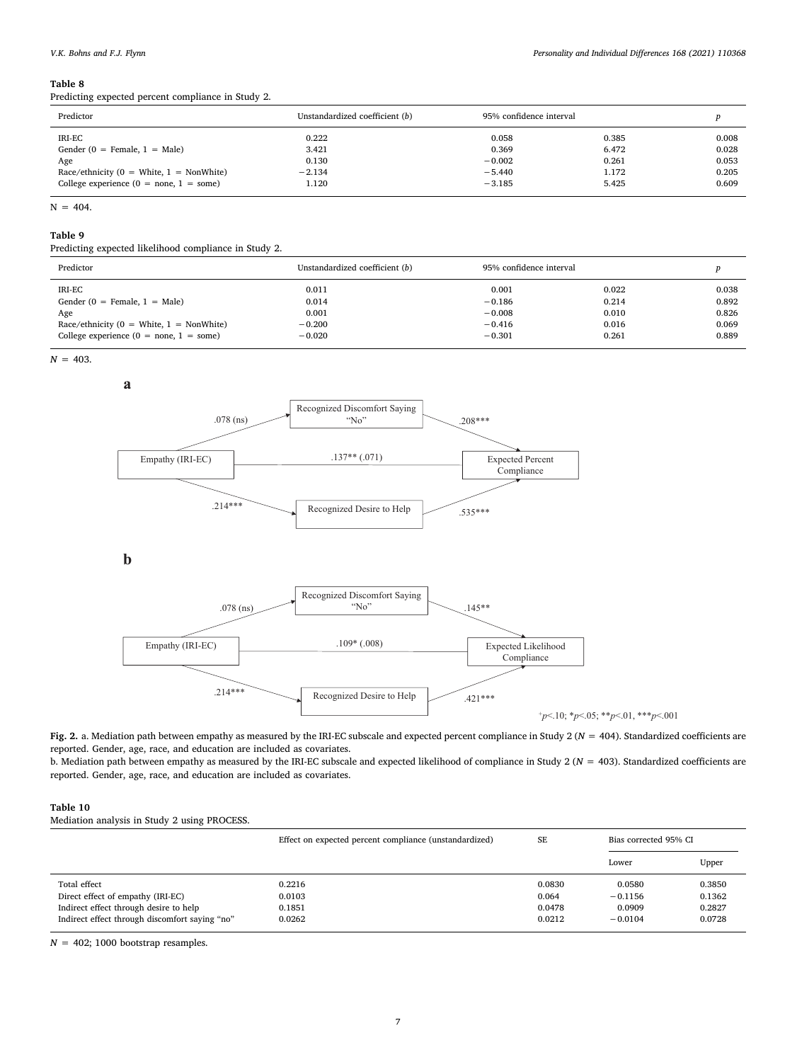**Table 8**
Predicting expected percent compliance in Study 2.

| Predictor | Unstandardized coefficient (*b*) | 95% confidence interval | | *p* |
|---|---|---|---|---|
| IRI-EC | 0.222 | 0.058 | 0.385 | 0.008 |
| Gender (0 = Female, 1 = Male) | 3.421 | 0.369 | 6.472 | 0.028 |
| Age | 0.130 | −0.002 | 0.261 | 0.053 |
| Race/ethnicity (0 = White, 1 = NonWhite) | −2.134 | −5.440 | 1.172 | 0.205 |
| College experience (0 = none, 1 = some) | 1.120 | −3.185 | 5.425 | 0.609 |

N = 404.

**Table 9**
Predicting expected likelihood compliance in Study 2.

| Predictor | Unstandardized coefficient (*b*) | 95% confidence interval | | *p* |
|---|---|---|---|---|
| IRI-EC | 0.011 | 0.001 | 0.022 | 0.038 |
| Gender (0 = Female, 1 = Male) | 0.014 | −0.186 | 0.214 | 0.892 |
| Age | 0.001 | −0.008 | 0.010 | 0.826 |
| Race/ethnicity (0 = White, 1 = NonWhite) | −0.200 | −0.416 | 0.016 | 0.069 |
| College experience (0 = none, 1 = some) | −0.020 | −0.301 | 0.261 | 0.889 |

*N* = 403.

**a**

Empathy (IRI-EC) → Recognized Discomfort Saying "No": .078 (ns)
Recognized Discomfort Saying "No" → Expected Percent Compliance: .208***
Empathy (IRI-EC) → Expected Percent Compliance: .137** (.071)
Empathy (IRI-EC) → Recognized Desire to Help: .214***
Recognized Desire to Help → Expected Percent Compliance: .535***

**b**

Empathy (IRI-EC) → Recognized Discomfort Saying "No": .078 (ns)
Recognized Discomfort Saying "No" → Expected Likelihood Compliance: .145**
Empathy (IRI-EC) → Expected Likelihood Compliance: .109* (.008)
Empathy (IRI-EC) → Recognized Desire to Help: .214***
Recognized Desire to Help → Expected Likelihood Compliance: .421***

+*p*<.10; \**p*<.05; \*\**p*<.01, \*\*\**p*<.001

**Fig. 2.** a. Mediation path between empathy as measured by the IRI-EC subscale and expected percent compliance in Study 2 (*N* = 404). Standardized coefficients are reported. Gender, age, race, and education are included as covariates.
b. Mediation path between empathy as measured by the IRI-EC subscale and expected likelihood of compliance in Study 2 (*N* = 403). Standardized coefficients are reported. Gender, age, race, and education are included as covariates.

**Table 10**
Mediation analysis in Study 2 using PROCESS.

| | Effect on expected percent compliance (unstandardized) | SE | Bias corrected 95% CI | |
|---|---|---|---|---|
| | | | Lower | Upper |
| Total effect | 0.2216 | 0.0830 | 0.0580 | 0.3850 |
| Direct effect of empathy (IRI-EC) | 0.0103 | 0.064 | −0.1156 | 0.1362 |
| Indirect effect through desire to help | 0.1851 | 0.0478 | 0.0909 | 0.2827 |
| Indirect effect through discomfort saying "no" | 0.0262 | 0.0212 | −0.0104 | 0.0728 |

*N* = 402; 1000 bootstrap resamples.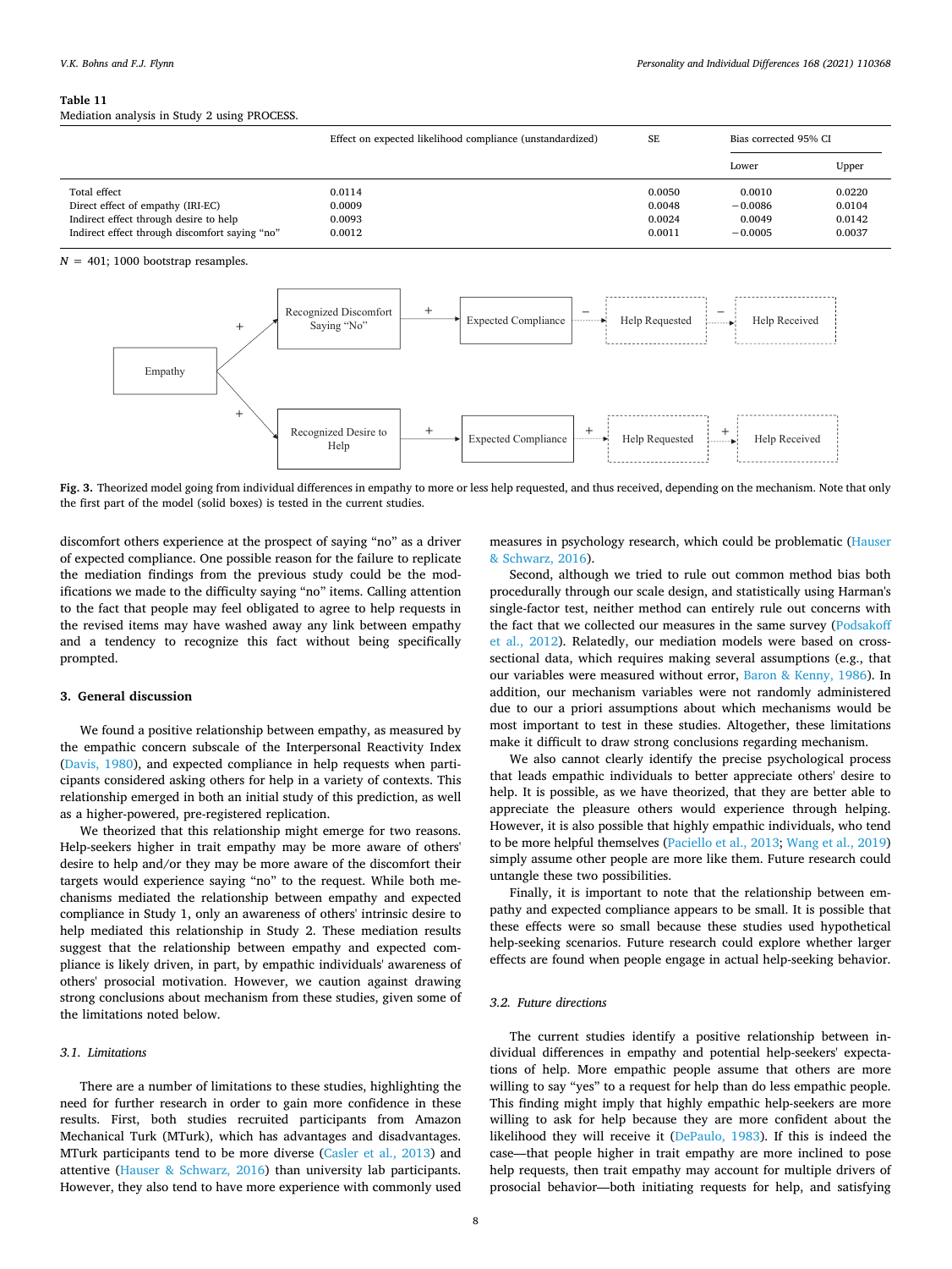**Table 11**
Mediation analysis in Study 2 using PROCESS.

| | Effect on expected likelihood compliance (unstandardized) | SE | Bias corrected 95% CI | |
|---|---|---|---|---|
| | | | Lower | Upper |
| Total effect | 0.0114 | 0.0050 | 0.0010 | 0.0220 |
| Direct effect of empathy (IRI-EC) | 0.0009 | 0.0048 | −0.0086 | 0.0104 |
| Indirect effect through desire to help | 0.0093 | 0.0024 | 0.0049 | 0.0142 |
| Indirect effect through discomfort saying "no" | 0.0012 | 0.0011 | −0.0005 | 0.0037 |

$N$ = 401; 1000 bootstrap resamples.

**Fig. 3.** Theorized model going from individual differences in empathy to more or less help requested, and thus received, depending on the mechanism. Note that only the first part of the model (solid boxes) is tested in the current studies.

discomfort others experience at the prospect of saying "no" as a driver of expected compliance. One possible reason for the failure to replicate the mediation findings from the previous study could be the modifications we made to the difficulty saying "no" items. Calling attention to the fact that people may feel obligated to agree to help requests in the revised items may have washed away any link between empathy and a tendency to recognize this fact without being specifically prompted.

## 3. General discussion

We found a positive relationship between empathy, as measured by the empathic concern subscale of the Interpersonal Reactivity Index (Davis, 1980), and expected compliance in help requests when participants considered asking others for help in a variety of contexts. This relationship emerged in both an initial study of this prediction, as well as a higher-powered, pre-registered replication.

We theorized that this relationship might emerge for two reasons. Help-seekers higher in trait empathy may be more aware of others' desire to help and/or they may be more aware of the discomfort their targets would experience saying "no" to the request. While both mechanisms mediated the relationship between empathy and expected compliance in Study 1, only an awareness of others' intrinsic desire to help mediated this relationship in Study 2. These mediation results suggest that the relationship between empathy and expected compliance is likely driven, in part, by empathic individuals' awareness of others' prosocial motivation. However, we caution against drawing strong conclusions about mechanism from these studies, given some of the limitations noted below.

### 3.1. Limitations

There are a number of limitations to these studies, highlighting the need for further research in order to gain more confidence in these results. First, both studies recruited participants from Amazon Mechanical Turk (MTurk), which has advantages and disadvantages. MTurk participants tend to be more diverse (Casler et al., 2013) and attentive (Hauser & Schwarz, 2016) than university lab participants. However, they also tend to have more experience with commonly used measures in psychology research, which could be problematic (Hauser & Schwarz, 2016).

Second, although we tried to rule out common method bias both procedurally through our scale design, and statistically using Harman's single-factor test, neither method can entirely rule out concerns with the fact that we collected our measures in the same survey (Podsakoff et al., 2012). Relatedly, our mediation models were based on cross-sectional data, which requires making several assumptions (e.g., that our variables were measured without error, Baron & Kenny, 1986). In addition, our mechanism variables were not randomly administered due to our a priori assumptions about which mechanisms would be most important to test in these studies. Altogether, these limitations make it difficult to draw strong conclusions regarding mechanism.

We also cannot clearly identify the precise psychological process that leads empathic individuals to better appreciate others' desire to help. It is possible, as we have theorized, that they are better able to appreciate the pleasure others would experience through helping. However, it is also possible that highly empathic individuals, who tend to be more helpful themselves (Paciello et al., 2013; Wang et al., 2019) simply assume other people are more like them. Future research could untangle these two possibilities.

Finally, it is important to note that the relationship between empathy and expected compliance appears to be small. It is possible that these effects were so small because these studies used hypothetical help-seeking scenarios. Future research could explore whether larger effects are found when people engage in actual help-seeking behavior.

### 3.2. Future directions

The current studies identify a positive relationship between individual differences in empathy and potential help-seekers' expectations of help. More empathic people assume that others are more willing to say "yes" to a request for help than do less empathic people. This finding might imply that highly empathic help-seekers are more willing to ask for help because they are more confident about the likelihood they will receive it (DePaulo, 1983). If this is indeed the case—that people higher in trait empathy are more inclined to pose help requests, then trait empathy may account for multiple drivers of prosocial behavior—both initiating requests for help, and satisfying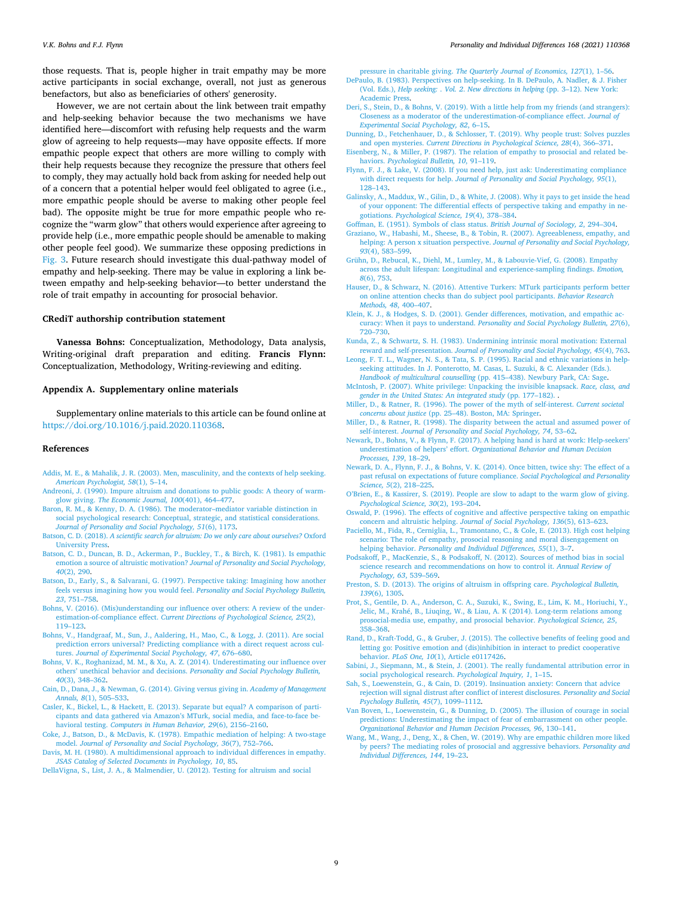those requests. That is, people higher in trait empathy may be more active participants in social exchange, overall, not just as generous benefactors, but also as beneficiaries of others' generosity.

However, we are not certain about the link between trait empathy and help-seeking behavior because the two mechanisms we have identified here—discomfort with refusing help requests and the warm glow of agreeing to help requests—may have opposite effects. If more empathic people expect that others are more willing to comply with their help requests because they recognize the pressure that others feel to comply, they may actually hold back from asking for needed help out of a concern that a potential helper would feel obligated to agree (i.e., more empathic people should be averse to making other people feel bad). The opposite might be true for more empathic people who recognize the "warm glow" that others would experience after agreeing to provide help (i.e., more empathic people should be amenable to making other people feel good). We summarize these opposing predictions in Fig. 3. Future research should investigate this dual-pathway model of empathy and help-seeking. There may be value in exploring a link between empathy and help-seeking behavior—to better understand the role of trait empathy in accounting for prosocial behavior.

## CRediT authorship contribution statement

**Vanessa Bohns:** Conceptualization, Methodology, Data analysis, Writing-original draft preparation and editing. **Francis Flynn:** Conceptualization, Methodology, Writing-reviewing and editing.

## Appendix A. Supplementary online materials

Supplementary online materials to this article can be found online at https://doi.org/10.1016/j.paid.2020.110368.

## References

Addis, M. E., & Mahalik, J. R. (2003). Men, masculinity, and the contexts of help seeking. *American Psychologist, 58*(1), 5–14.

Andreoni, J. (1990). Impure altruism and donations to public goods: A theory of warm-glow giving. *The Economic Journal, 100*(401), 464–477.

Baron, R. M., & Kenny, D. A. (1986). The moderator–mediator variable distinction in social psychological research: Conceptual, strategic, and statistical considerations. *Journal of Personality and Social Psychology, 51*(6), 1173.

Batson, C. D. (2018). *A scientific search for altruism: Do we only care about ourselves?* Oxford University Press.

Batson, C. D., Duncan, B. D., Ackerman, P., Buckley, T., & Birch, K. (1981). Is empathic emotion a source of altruistic motivation? *Journal of Personality and Social Psychology, 40*(2), 290.

Batson, D., Early, S., & Salvarani, G. (1997). Perspective taking: Imagining how another feels versus imagining how you would feel. *Personality and Social Psychology Bulletin, 23*, 751–758.

Bohns, V. (2016). (Mis)understanding our influence over others: A review of the underestimation-of-compliance effect. *Current Directions of Psychological Science, 25*(2), 119–123.

Bohns, V., Handgraaf, M., Sun, J., Aaldering, H., Mao, C., & Logg, J. (2011). Are social prediction errors universal? Predicting compliance with a direct request across cultures. *Journal of Experimental Social Psychology, 47*, 676–680.

Bohns, V. K., Roghanizad, M. M., & Xu, A. Z. (2014). Underestimating our influence over others' unethical behavior and decisions. *Personality and Social Psychology Bulletin, 40*(3), 348–362.

Cain, D., Dana, J., & Newman, G. (2014). Giving versus giving in. *Academy of Management Annals, 8*(1), 505–533.

Casler, K., Bickel, L., & Hackett, E. (2013). Separate but equal? A comparison of participants and data gathered via Amazon's MTurk, social media, and face-to-face behavioral testing. *Computers in Human Behavior, 29*(6), 2156–2160.

Coke, J., Batson, D., & McDavis, K. (1978). Empathic mediation of helping: A two-stage model. *Journal of Personality and Social Psychology, 36*(7), 752–766.

Davis, M. H. (1980). A multidimensional approach to individual differences in empathy. *JSAS Catalog of Selected Documents in Psychology, 10*, 85.

DellaVigna, S., List, J. A., & Malmendier, U. (2012). Testing for altruism and social pressure in charitable giving. *The Quarterly Journal of Economics, 127*(1), 1–56.

DePaulo, B. (1983). Perspectives on help-seeking. In B. DePaulo, A. Nadler, & J. Fisher (Vol. Eds.), *Help seeking: . Vol. 2. New directions in helping* (pp. 3–12). New York: Academic Press.

Deri, S., Stein, D., & Bohns, V. (2019). With a little help from my friends (and strangers): Closeness as a moderator of the underestimation-of-compliance effect. *Journal of Experimental Social Psychology, 82*, 6–15.

Dunning, D., Fetchenhauer, D., & Schlosser, T. (2019). Why people trust: Solves puzzles and open mysteries. *Current Directions in Psychological Science, 28*(4), 366–371.

Eisenberg, N., & Miller, P. (1987). The relation of empathy to prosocial and related behaviors. *Psychological Bulletin, 10*, 91–119.

Flynn, F. J., & Lake, V. (2008). If you need help, just ask: Underestimating compliance with direct requests for help. *Journal of Personality and Social Psychology, 95*(1), 128–143.

Galinsky, A., Maddux, W., Gilin, D., & White, J. (2008). Why it pays to get inside the head of your opponent: The differential effects of perspective taking and empathy in negotiations. *Psychological Science, 19*(4), 378–384.

Goffman, E. (1951). Symbols of class status. *British Journal of Sociology, 2*, 294–304.

Graziano, W., Habashi, M., Sheese, B., & Tobin, R. (2007). Agreeableness, empathy, and helping: A person x situation perspective. *Journal of Personality and Social Psychology, 93*(4), 583–599.

Grühn, D., Rebucal, K., Diehl, M., Lumley, M., & Labouvie-Vief, G. (2008). Empathy across the adult lifespan: Longitudinal and experience-sampling findings. *Emotion, 8*(6), 753.

Hauser, D., & Schwarz, N. (2016). Attentive Turkers: MTurk participants perform better on online attention checks than do subject pool participants. *Behavior Research Methods, 48*, 400–407.

Klein, K. J., & Hodges, S. D. (2001). Gender differences, motivation, and empathic accuracy: When it pays to understand. *Personality and Social Psychology Bulletin, 27*(6), 720–730.

Kunda, Z., & Schwartz, S. H. (1983). Undermining intrinsic moral motivation: External reward and self-presentation. *Journal of Personality and Social Psychology, 45*(4), 763.

Leong, F. T. L., Wagner, N. S., & Tata, S. P. (1995). Racial and ethnic variations in help-seeking attitudes. In J. Ponterotto, M. Casas, L. Suzuki, & C. Alexander (Eds.). *Handbook of multicultural counselling* (pp. 415–438). Newbury Park, CA: Sage.

McIntosh, P. (2007). White privilege: Unpacking the invisible knapsack. *Race, class, and gender in the United States: An integrated study* (pp. 177–182). .

Miller, D., & Ratner, R. (1996). The power of the myth of self-interest. *Current societal concerns about justice* (pp. 25–48). Boston, MA: Springer.

Miller, D., & Ratner, R. (1998). The disparity between the actual and assumed power of self-interest. *Journal of Personality and Social Psychology, 74*, 53–62.

Newark, D., Bohns, V., & Flynn, F. (2017). A helping hand is hard at work: Help-seekers' underestimation of helpers' effort. *Organizational Behavior and Human Decision Processes, 139*, 18–29.

Newark, D. A., Flynn, F. J., & Bohns, V. K. (2014). Once bitten, twice shy: The effect of a past refusal on expectations of future compliance. *Social Psychological and Personality Science, 5*(2), 218–225.

O'Brien, E., & Kassirer, S. (2019). People are slow to adapt to the warm glow of giving. *Psychological Science, 30*(2), 193–204.

Oswald, P. (1996). The effects of cognitive and affective perspective taking on empathic concern and altruistic helping. *Journal of Social Psychology, 136*(5), 613–623.

Paciello, M., Fida, R., Cerniglia, L., Tramontano, C., & Cole, E. (2013). High cost helping scenario: The role of empathy, prosocial reasoning and moral disengagement on helping behavior. *Personality and Individual Differences, 55*(1), 3–7.

Podsakoff, P., MacKenzie, S., & Podsakoff, N. (2012). Sources of method bias in social science research and recommendations on how to control it. *Annual Review of Psychology, 63*, 539–569.

Preston, S. D. (2013). The origins of altruism in offspring care. *Psychological Bulletin, 139*(6), 1305.

Prot, S., Gentile, D. A., Anderson, C. A., Suzuki, K., Swing, E., Lim, K. M., Horiuchi, Y., Jelic, M., Krahé, B., Liuqing, W., & Liau, A. K (2014). Long-term relations among prosocial-media use, empathy, and prosocial behavior. *Psychological Science, 25*, 358–368.

Rand, D., Kraft-Todd, G., & Gruber, J. (2015). The collective benefits of feeling good and letting go: Positive emotion and (dis)inhibition in interact to predict cooperative behavior. *PLoS One, 10*(1), Article e0117426.

Sabini, J., Siepmann, M., & Stein, J. (2001). The really fundamental attribution error in social psychological research. *Psychological Inquiry, 1*, 1–15.

Sah, S., Loewenstein, G., & Cain, D. (2019). Insinuation anxiety: Concern that advice rejection will signal distrust after conflict of interest disclosures. *Personality and Social Psychology Bulletin, 45*(7), 1099–1112.

Van Boven, L., Loewenstein, G., & Dunning, D. (2005). The illusion of courage in social predictions: Underestimating the impact of fear of embarrassment on other people. *Organizational Behavior and Human Decision Processes, 96*, 130–141.

Wang, M., Wang, J., Deng, X., & Chen, W. (2019). Why are empathic children more liked by peers? The mediating roles of prosocial and aggressive behaviors. *Personality and Individual Differences, 144*, 19–23.